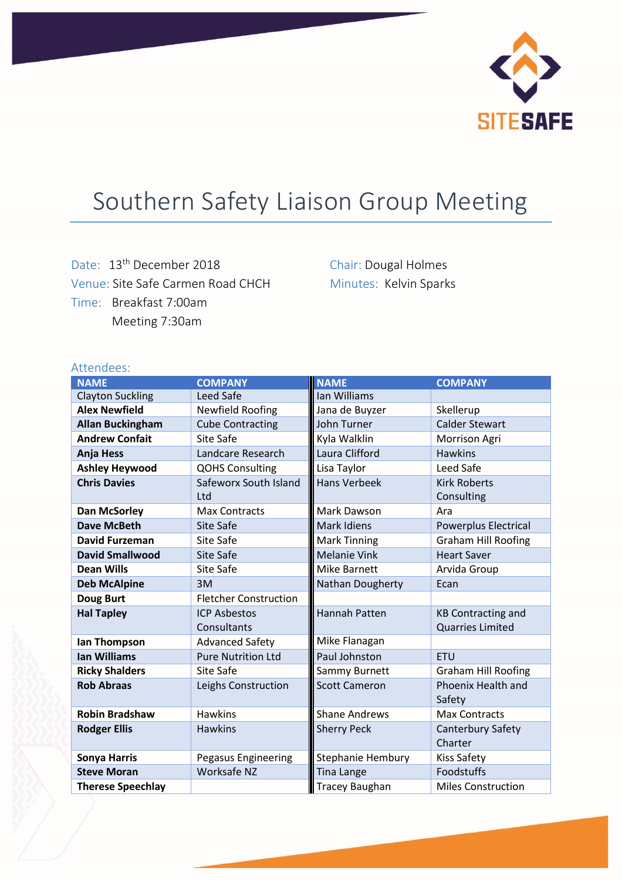SITESAFE

# Southern Safety Liaison Group Meeting

Date: 13th December 2018
Venue: Site Safe Carmen Road CHCH
Time: Breakfast 7:00am
Meeting 7:30am

Chair: Dougal Holmes
Minutes: Kelvin Sparks

Attendees:

| NAME | COMPANY | NAME | COMPANY |
|---|---|---|---|
| Clayton Suckling | Leed Safe | Ian Williams | |
| **Alex Newfield** | Newfield Roofing | Jana de Buyzer | Skellerup |
| **Allan Buckingham** | Cube Contracting | John Turner | Calder Stewart |
| **Andrew Confait** | Site Safe | Kyla Walklin | Morrison Agri |
| **Anja Hess** | Landcare Research | Laura Clifford | Hawkins |
| **Ashley Heywood** | QOHS Consulting | Lisa Taylor | Leed Safe |
| **Chris Davies** | Safeworx South Island Ltd | Hans Verbeek | Kirk Roberts Consulting |
| **Dan McSorley** | Max Contracts | Mark Dawson | Ara |
| **Dave McBeth** | Site Safe | Mark Idiens | Powerplus Electrical |
| **David Furzeman** | Site Safe | Mark Tinning | Graham Hill Roofing |
| **David Smallwood** | Site Safe | Melanie Vink | Heart Saver |
| **Dean Wills** | Site Safe | Mike Barnett | Arvida Group |
| **Deb McAlpine** | 3M | Nathan Dougherty | Ecan |
| **Doug Burt** | Fletcher Construction | | |
| **Hal Tapley** | ICP Asbestos Consultants | Hannah Patten | KB Contracting and Quarries Limited |
| **Ian Thompson** | Advanced Safety | Mike Flanagan | |
| **Ian Williams** | Pure Nutrition Ltd | Paul Johnston | ETU |
| **Ricky Shalders** | Site Safe | Sammy Burnett | Graham Hill Roofing |
| **Rob Abraas** | Leighs Construction | Scott Cameron | Phoenix Health and Safety |
| **Robin Bradshaw** | Hawkins | Shane Andrews | Max Contracts |
| **Rodger Ellis** | Hawkins | Sherry Peck | Canterbury Safety Charter |
| **Sonya Harris** | Pegasus Engineering | Stephanie Hembury | Kiss Safety |
| **Steve Moran** | Worksafe NZ | Tina Lange | Foodstuffs |
| **Therese Speechlay** | | Tracey Baughan | Miles Construction |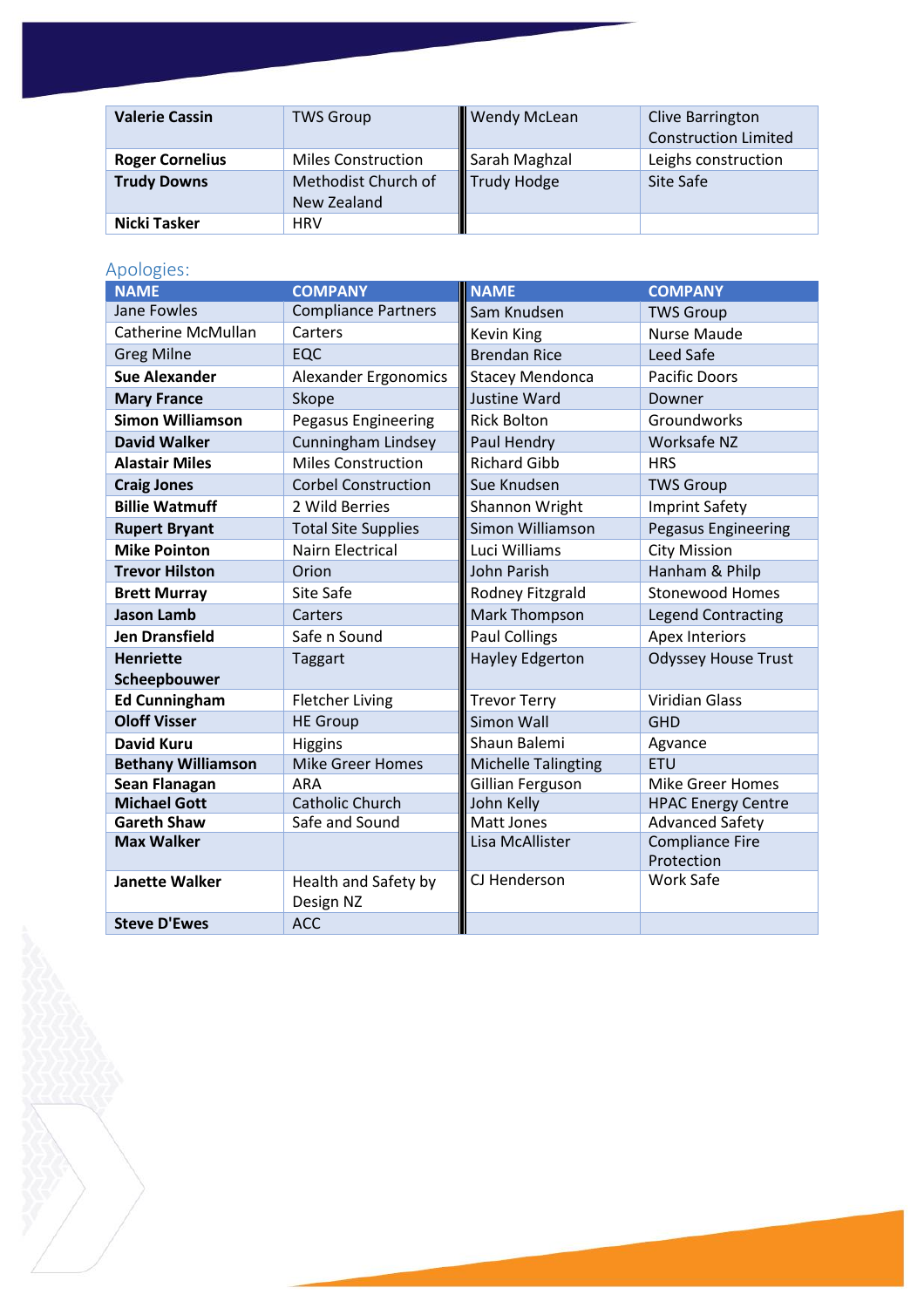| | | | |
|---|---|---|---|
| **Valerie Cassin** | TWS Group | Wendy McLean | Clive Barrington Construction Limited |
| **Roger Cornelius** | Miles Construction | Sarah Maghzal | Leighs construction |
| **Trudy Downs** | Methodist Church of New Zealand | Trudy Hodge | Site Safe |
| **Nicki Tasker** | HRV | | |

## Apologies:

| NAME | COMPANY | NAME | COMPANY |
|---|---|---|---|
| Jane Fowles | Compliance Partners | Sam Knudsen | TWS Group |
| Catherine McMullan | Carters | Kevin King | Nurse Maude |
| Greg Milne | EQC | Brendan Rice | Leed Safe |
| **Sue Alexander** | Alexander Ergonomics | Stacey Mendonca | Pacific Doors |
| **Mary France** | Skope | Justine Ward | Downer |
| **Simon Williamson** | Pegasus Engineering | Rick Bolton | Groundworks |
| **David Walker** | Cunningham Lindsey | Paul Hendry | Worksafe NZ |
| **Alastair Miles** | Miles Construction | Richard Gibb | HRS |
| **Craig Jones** | Corbel Construction | Sue Knudsen | TWS Group |
| **Billie Watmuff** | 2 Wild Berries | Shannon Wright | Imprint Safety |
| **Rupert Bryant** | Total Site Supplies | Simon Williamson | Pegasus Engineering |
| **Mike Pointon** | Nairn Electrical | Luci Williams | City Mission |
| **Trevor Hilston** | Orion | John Parish | Hanham & Philp |
| **Brett Murray** | Site Safe | Rodney Fitzgrald | Stonewood Homes |
| **Jason Lamb** | Carters | Mark Thompson | Legend Contracting |
| **Jen Dransfield** | Safe n Sound | Paul Collings | Apex Interiors |
| **Henriette Scheepbouwer** | Taggart | Hayley Edgerton | Odyssey House Trust |
| **Ed Cunningham** | Fletcher Living | Trevor Terry | Viridian Glass |
| **Oloff Visser** | HE Group | Simon Wall | GHD |
| **David Kuru** | Higgins | Shaun Balemi | Agvance |
| **Bethany Williamson** | Mike Greer Homes | Michelle Talingting | ETU |
| **Sean Flanagan** | ARA | Gillian Ferguson | Mike Greer Homes |
| **Michael Gott** | Catholic Church | John Kelly | HPAC Energy Centre |
| **Gareth Shaw** | Safe and Sound | Matt Jones | Advanced Safety |
| **Max Walker** | | Lisa McAllister | Compliance Fire Protection |
| **Janette Walker** | Health and Safety by Design NZ | CJ Henderson | Work Safe |
| **Steve D'Ewes** | ACC | | |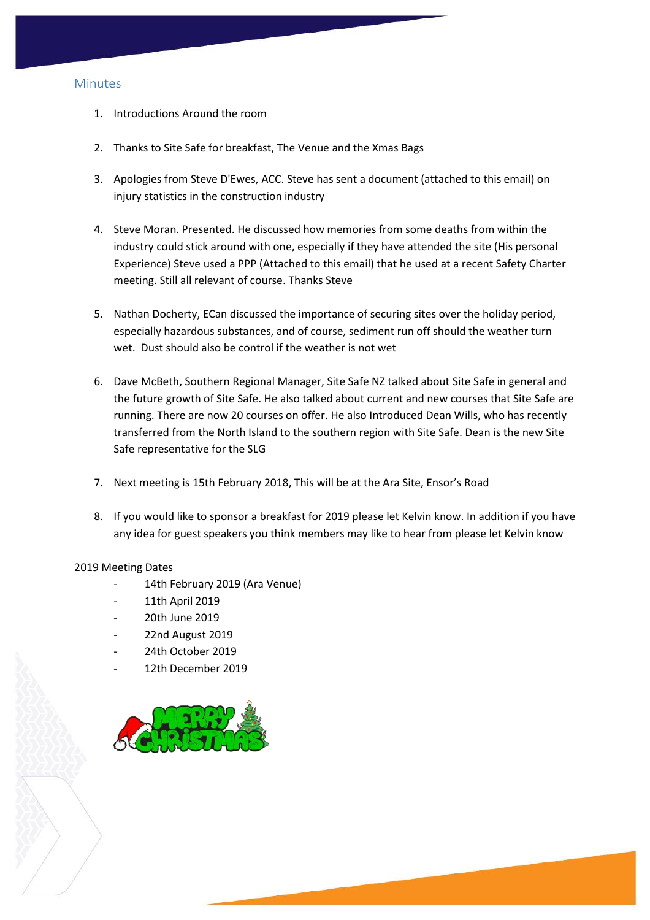## Minutes

1. Introductions Around the room

2. Thanks to Site Safe for breakfast, The Venue and the Xmas Bags

3. Apologies from Steve D'Ewes, ACC. Steve has sent a document (attached to this email) on injury statistics in the construction industry

4. Steve Moran. Presented. He discussed how memories from some deaths from within the industry could stick around with one, especially if they have attended the site (His personal Experience) Steve used a PPP (Attached to this email) that he used at a recent Safety Charter meeting. Still all relevant of course. Thanks Steve

5. Nathan Docherty, ECan discussed the importance of securing sites over the holiday period, especially hazardous substances, and of course, sediment run off should the weather turn wet. Dust should also be control if the weather is not wet

6. Dave McBeth, Southern Regional Manager, Site Safe NZ talked about Site Safe in general and the future growth of Site Safe. He also talked about current and new courses that Site Safe are running. There are now 20 courses on offer. He also Introduced Dean Wills, who has recently transferred from the North Island to the southern region with Site Safe. Dean is the new Site Safe representative for the SLG

7. Next meeting is 15th February 2018, This will be at the Ara Site, Ensor's Road

8. If you would like to sponsor a breakfast for 2019 please let Kelvin know. In addition if you have any idea for guest speakers you think members may like to hear from please let Kelvin know

2019 Meeting Dates

- 14th February 2019 (Ara Venue)
- 11th April 2019
- 20th June 2019
- 22nd August 2019
- 24th October 2019
- 12th December 2019

MERRY CHRISTMAS